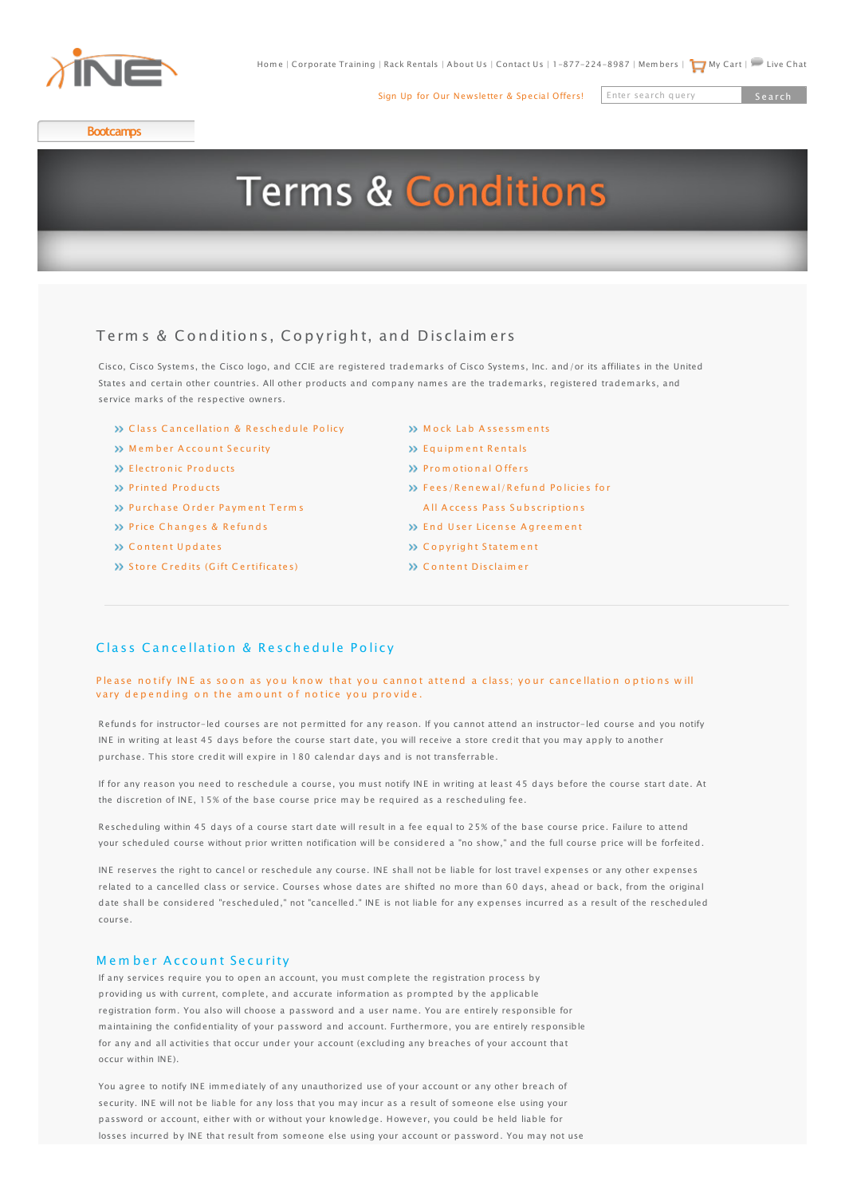Home | Corporate Training | Rack Rentals | About Us | Contact Us | 1-877-224-8987 | Members | My Cart | Live Chat

Sign Up for Our Newsletter & Special Offers!

Bootcamps

# Terms & Conditions

## Terms & Conditions, Copyright, and Disclaimers

Cisco, Cisco Systems, the Cisco logo, and CCIE are registered trademarks of Cisco Systems, Inc. and/or its affiliates in the United States and certain other countries. All other products and company names are the trademarks, registered trademarks, and service marks of the respective owners.

- Class Cancellation & Reschedule Policy
- Member Account Security
- Electronic Products
- Printed Products
- Purchase Order Payment Terms
- Price Changes & Refunds
- Content Updates
- Store Credits (Gift Certificates)
- Mock Lab Assessments
- Equipment Rentals
- Promotional Offers
- Fees/Renewal/Refund Policies for All Access Pass Subscriptions
- End User License Agreement
- Copyright Statement
- Content Disclaimer

## Class Cancellation & Reschedule Policy

Please notify INE as soon as you know that you cannot attend a class; your cancellation options will vary depending on the amount of notice you provide.

Refunds for instructor-led courses are not permitted for any reason. If you cannot attend an instructor-led course and you notify INE in writing at least 45 days before the course start date, you will receive a store credit that you may apply to another purchase. This store credit will expire in 180 calendar days and is not transferrable.

If for any reason you need to reschedule a course, you must notify INE in writing at least 45 days before the course start date. At the discretion of INE, 15% of the base course price may be required as a rescheduling fee.

Rescheduling within 45 days of a course start date will result in a fee equal to 25% of the base course price. Failure to attend your scheduled course without prior written notification will be considered a "no show," and the full course price will be forfeited.

INE reserves the right to cancel or reschedule any course. INE shall not be liable for lost travel expenses or any other expenses related to a cancelled class or service. Courses whose dates are shifted no more than 60 days, ahead or back, from the original date shall be considered "rescheduled," not "cancelled." INE is not liable for any expenses incurred as a result of the rescheduled course.

## Member Account Security

If any services require you to open an account, you must complete the registration process by providing us with current, complete, and accurate information as prompted by the applicable registration form. You also will choose a password and a user name. You are entirely responsible for maintaining the confidentiality of your password and account. Furthermore, you are entirely responsible for any and all activities that occur under your account (excluding any breaches of your account that occur within INE).

You agree to notify INE immediately of any unauthorized use of your account or any other breach of security. INE will not be liable for any loss that you may incur as a result of someone else using your password or account, either with or without your knowledge. However, you could be held liable for losses incurred by INE that result from someone else using your account or password. You may not use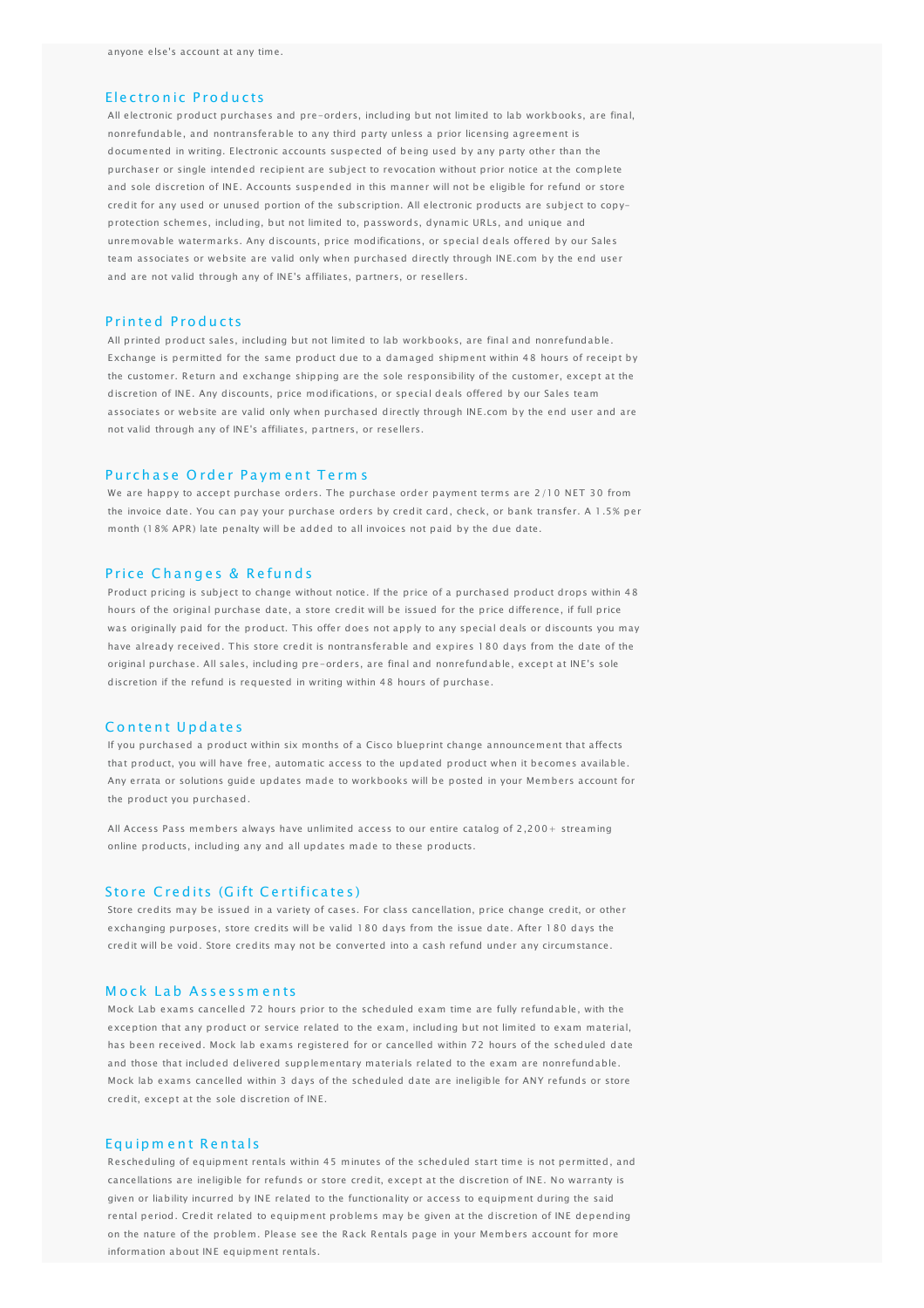anyone else's account at any time.

## Electronic Products

All electronic product purchases and pre-orders, including but not limited to lab workbooks, are final, nonrefundable, and nontransferable to any third party unless a prior licensing agreement is documented in writing. Electronic accounts suspected of being used by any party other than the purchaser or single intended recipient are subject to revocation without prior notice at the complete and sole discretion of INE. Accounts suspended in this manner will not be eligible for refund or store credit for any used or unused portion of the subscription. All electronic products are subject to copy-protection schemes, including, but not limited to, passwords, dynamic URLs, and unique and unremovable watermarks. Any discounts, price modifications, or special deals offered by our Sales team associates or website are valid only when purchased directly through INE.com by the end user and are not valid through any of INE's affiliates, partners, or resellers.

## Printed Products

All printed product sales, including but not limited to lab workbooks, are final and nonrefundable. Exchange is permitted for the same product due to a damaged shipment within 48 hours of receipt by the customer. Return and exchange shipping are the sole responsibility of the customer, except at the discretion of INE. Any discounts, price modifications, or special deals offered by our Sales team associates or website are valid only when purchased directly through INE.com by the end user and are not valid through any of INE's affiliates, partners, or resellers.

## Purchase Order Payment Terms

We are happy to accept purchase orders. The purchase order payment terms are 2/10 NET 30 from the invoice date. You can pay your purchase orders by credit card, check, or bank transfer. A 1.5% per month (18% APR) late penalty will be added to all invoices not paid by the due date.

## Price Changes & Refunds

Product pricing is subject to change without notice. If the price of a purchased product drops within 48 hours of the original purchase date, a store credit will be issued for the price difference, if full price was originally paid for the product. This offer does not apply to any special deals or discounts you may have already received. This store credit is nontransferable and expires 180 days from the date of the original purchase. All sales, including pre-orders, are final and nonrefundable, except at INE's sole discretion if the refund is requested in writing within 48 hours of purchase.

## Content Updates

If you purchased a product within six months of a Cisco blueprint change announcement that affects that product, you will have free, automatic access to the updated product when it becomes available. Any errata or solutions guide updates made to workbooks will be posted in your Members account for the product you purchased.

All Access Pass members always have unlimited access to our entire catalog of 2,200+ streaming online products, including any and all updates made to these products.

## Store Credits (Gift Certificates)

Store credits may be issued in a variety of cases. For class cancellation, price change credit, or other exchanging purposes, store credits will be valid 180 days from the issue date. After 180 days the credit will be void. Store credits may not be converted into a cash refund under any circumstance.

## Mock Lab Assessments

Mock Lab exams cancelled 72 hours prior to the scheduled exam time are fully refundable, with the exception that any product or service related to the exam, including but not limited to exam material, has been received. Mock lab exams registered for or cancelled within 72 hours of the scheduled date and those that included delivered supplementary materials related to the exam are nonrefundable. Mock lab exams cancelled within 3 days of the scheduled date are ineligible for ANY refunds or store credit, except at the sole discretion of INE.

## Equipment Rentals

Rescheduling of equipment rentals within 45 minutes of the scheduled start time is not permitted, and cancellations are ineligible for refunds or store credit, except at the discretion of INE. No warranty is given or liability incurred by INE related to the functionality or access to equipment during the said rental period. Credit related to equipment problems may be given at the discretion of INE depending on the nature of the problem. Please see the Rack Rentals page in your Members account for more information about INE equipment rentals.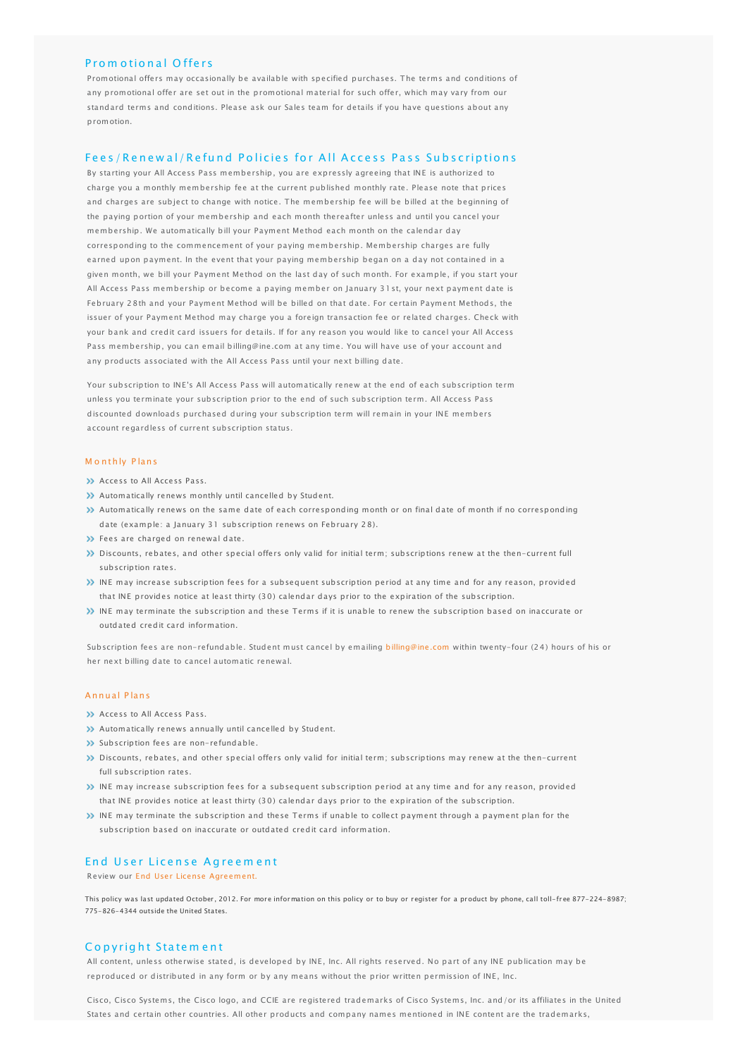## Promotional Offers

Promotional offers may occasionally be available with specified purchases. The terms and conditions of any promotional offer are set out in the promotional material for such offer, which may vary from our standard terms and conditions. Please ask our Sales team for details if you have questions about any promotion.

## Fees/Renewal/Refund Policies for All Access Pass Subscriptions

By starting your All Access Pass membership, you are expressly agreeing that INE is authorized to charge you a monthly membership fee at the current published monthly rate. Please note that prices and charges are subject to change with notice. The membership fee will be billed at the beginning of the paying portion of your membership and each month thereafter unless and until you cancel your membership. We automatically bill your Payment Method each month on the calendar day corresponding to the commencement of your paying membership. Membership charges are fully earned upon payment. In the event that your paying membership began on a day not contained in a given month, we bill your Payment Method on the last day of such month. For example, if you start your All Access Pass membership or become a paying member on January 31st, your next payment date is February 28th and your Payment Method will be billed on that date. For certain Payment Methods, the issuer of your Payment Method may charge you a foreign transaction fee or related charges. Check with your bank and credit card issuers for details. If for any reason you would like to cancel your All Access Pass membership, you can email billing@ine.com at any time. You will have use of your account and any products associated with the All Access Pass until your next billing date.

Your subscription to INE's All Access Pass will automatically renew at the end of each subscription term unless you terminate your subscription prior to the end of such subscription term. All Access Pass discounted downloads purchased during your subscription term will remain in your INE members account regardless of current subscription status.

### Monthly Plans

- Access to All Access Pass.
- Automatically renews monthly until cancelled by Student.
- Automatically renews on the same date of each corresponding month or on final date of month if no corresponding date (example: a January 31 subscription renews on February 28).
- Fees are charged on renewal date.
- Discounts, rebates, and other special offers only valid for initial term; subscriptions renew at the then-current full subscription rates.
- INE may increase subscription fees for a subsequent subscription period at any time and for any reason, provided that INE provides notice at least thirty (30) calendar days prior to the expiration of the subscription.
- INE may terminate the subscription and these Terms if it is unable to renew the subscription based on inaccurate or outdated credit card information.

Subscription fees are non-refundable. Student must cancel by emailing billing@ine.com within twenty-four (24) hours of his or her next billing date to cancel automatic renewal.

### Annual Plans

- Access to All Access Pass.
- Automatically renews annually until cancelled by Student.
- Subscription fees are non-refundable.
- Discounts, rebates, and other special offers only valid for initial term; subscriptions may renew at the then-current full subscription rates.
- INE may increase subscription fees for a subsequent subscription period at any time and for any reason, provided that INE provides notice at least thirty (30) calendar days prior to the expiration of the subscription.
- INE may terminate the subscription and these Terms if unable to collect payment through a payment plan for the subscription based on inaccurate or outdated credit card information.

## End User License Agreement

Review our End User License Agreement.

This policy was last updated October, 2012. For more information on this policy or to buy or register for a product by phone, call toll-free 877-224-8987; 775-826-4344 outside the United States.

## Copyright Statement

All content, unless otherwise stated, is developed by INE, Inc. All rights reserved. No part of any INE publication may be reproduced or distributed in any form or by any means without the prior written permission of INE, Inc.

Cisco, Cisco Systems, the Cisco logo, and CCIE are registered trademarks of Cisco Systems, Inc. and/or its affiliates in the United States and certain other countries. All other products and company names mentioned in INE content are the trademarks,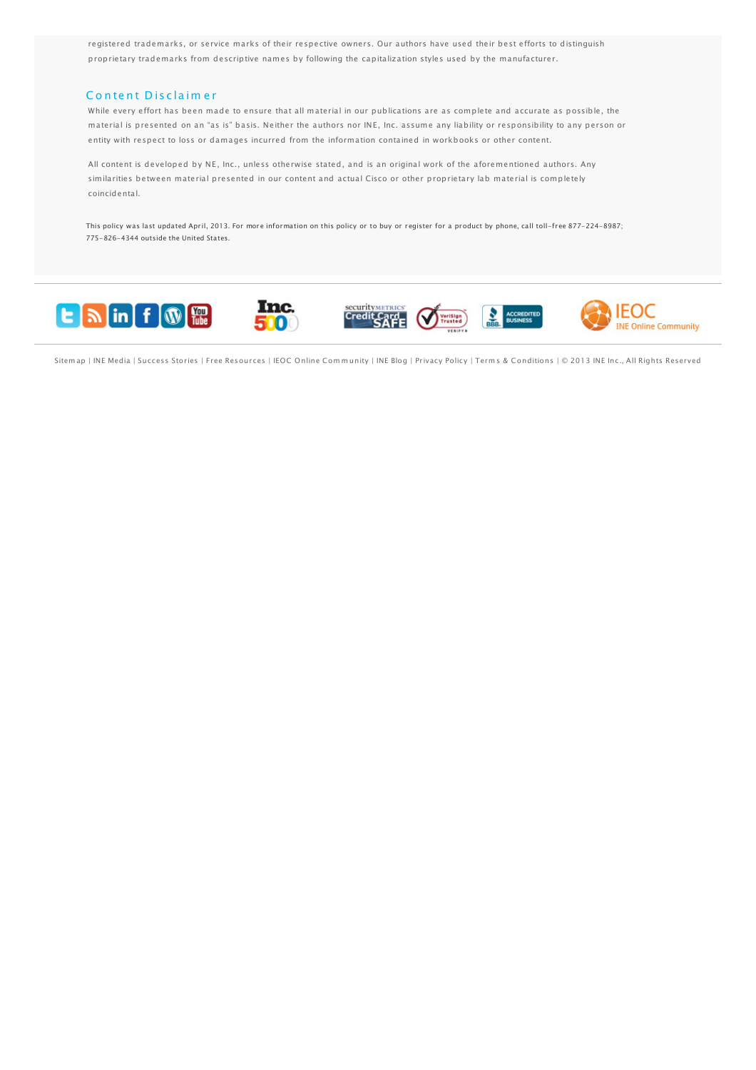registered trademarks, or service marks of their respective owners. Our authors have used their best efforts to distinguish proprietary trademarks from descriptive names by following the capitalization styles used by the manufacturer.

## Content Disclaimer

While every effort has been made to ensure that all material in our publications are as complete and accurate as possible, the material is presented on an "as is" basis. Neither the authors nor INE, Inc. assume any liability or responsibility to any person or entity with respect to loss or damages incurred from the information contained in workbooks or other content.

All content is developed by NE, Inc., unless otherwise stated, and is an original work of the aforementioned authors. Any similarities between material presented in our content and actual Cisco or other proprietary lab material is completely coincidental.

This policy was last updated April, 2013. For more information on this policy or to buy or register for a product by phone, call toll-free 877-224-8987; 775-826-4344 outside the United States.

Sitemap | INE Media | Success Stories | Free Resources | IEOC Online Community | INE Blog | Privacy Policy | Terms & Conditions | © 2013 INE Inc., All Rights Reserved